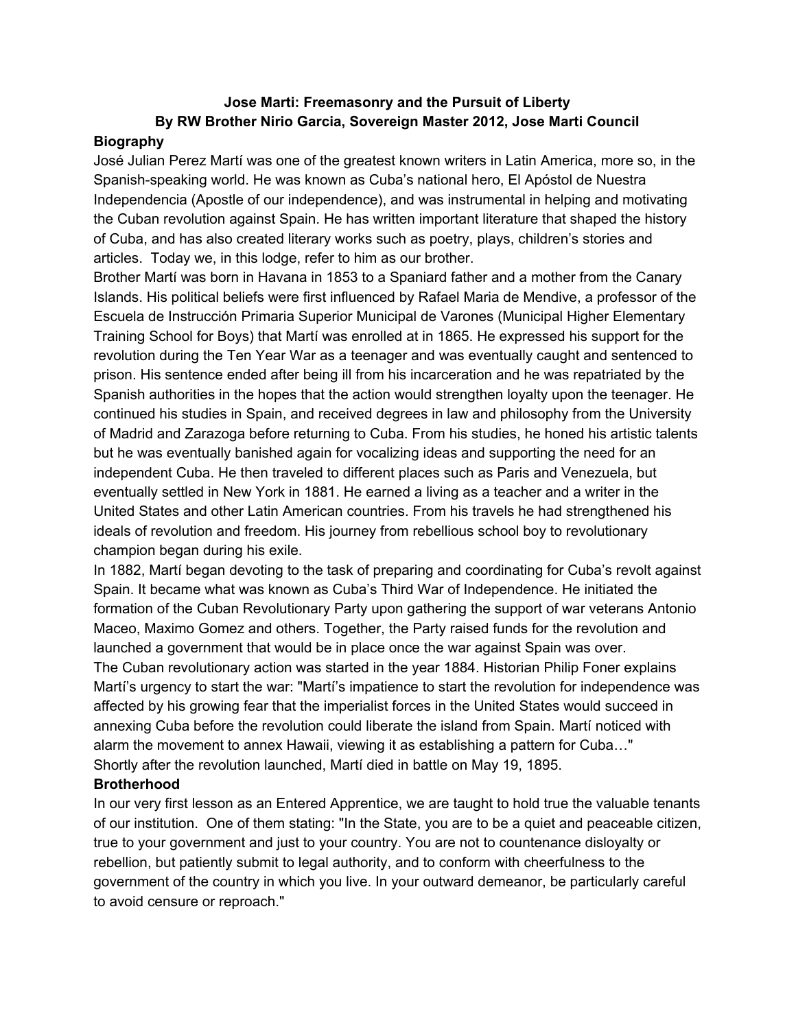**Jose Marti: Freemasonry and the Pursuit of Liberty**
**By RW Brother Nirio Garcia, Sovereign Master 2012, Jose Marti Council**

## Biography

José Julian Perez Martí was one of the greatest known writers in Latin America, more so, in the Spanish-speaking world. He was known as Cuba's national hero, El Apóstol de Nuestra Independencia (Apostle of our independence), and was instrumental in helping and motivating the Cuban revolution against Spain. He has written important literature that shaped the history of Cuba, and has also created literary works such as poetry, plays, children's stories and articles. Today we, in this lodge, refer to him as our brother.

Brother Martí was born in Havana in 1853 to a Spaniard father and a mother from the Canary Islands. His political beliefs were first influenced by Rafael Maria de Mendive, a professor of the Escuela de Instrucción Primaria Superior Municipal de Varones (Municipal Higher Elementary Training School for Boys) that Martí was enrolled at in 1865. He expressed his support for the revolution during the Ten Year War as a teenager and was eventually caught and sentenced to prison. His sentence ended after being ill from his incarceration and he was repatriated by the Spanish authorities in the hopes that the action would strengthen loyalty upon the teenager. He continued his studies in Spain, and received degrees in law and philosophy from the University of Madrid and Zarazoga before returning to Cuba. From his studies, he honed his artistic talents but he was eventually banished again for vocalizing ideas and supporting the need for an independent Cuba. He then traveled to different places such as Paris and Venezuela, but eventually settled in New York in 1881. He earned a living as a teacher and a writer in the United States and other Latin American countries. From his travels he had strengthened his ideals of revolution and freedom. His journey from rebellious school boy to revolutionary champion began during his exile.

In 1882, Martí began devoting to the task of preparing and coordinating for Cuba's revolt against Spain. It became what was known as Cuba's Third War of Independence. He initiated the formation of the Cuban Revolutionary Party upon gathering the support of war veterans Antonio Maceo, Maximo Gomez and others. Together, the Party raised funds for the revolution and launched a government that would be in place once the war against Spain was over.

The Cuban revolutionary action was started in the year 1884. Historian Philip Foner explains Martí's urgency to start the war: "Martí's impatience to start the revolution for independence was affected by his growing fear that the imperialist forces in the United States would succeed in annexing Cuba before the revolution could liberate the island from Spain. Martí noticed with alarm the movement to annex Hawaii, viewing it as establishing a pattern for Cuba…"

Shortly after the revolution launched, Martí died in battle on May 19, 1895.

## Brotherhood

In our very first lesson as an Entered Apprentice, we are taught to hold true the valuable tenants of our institution. One of them stating: "In the State, you are to be a quiet and peaceable citizen, true to your government and just to your country. You are not to countenance disloyalty or rebellion, but patiently submit to legal authority, and to conform with cheerfulness to the government of the country in which you live. In your outward demeanor, be particularly careful to avoid censure or reproach."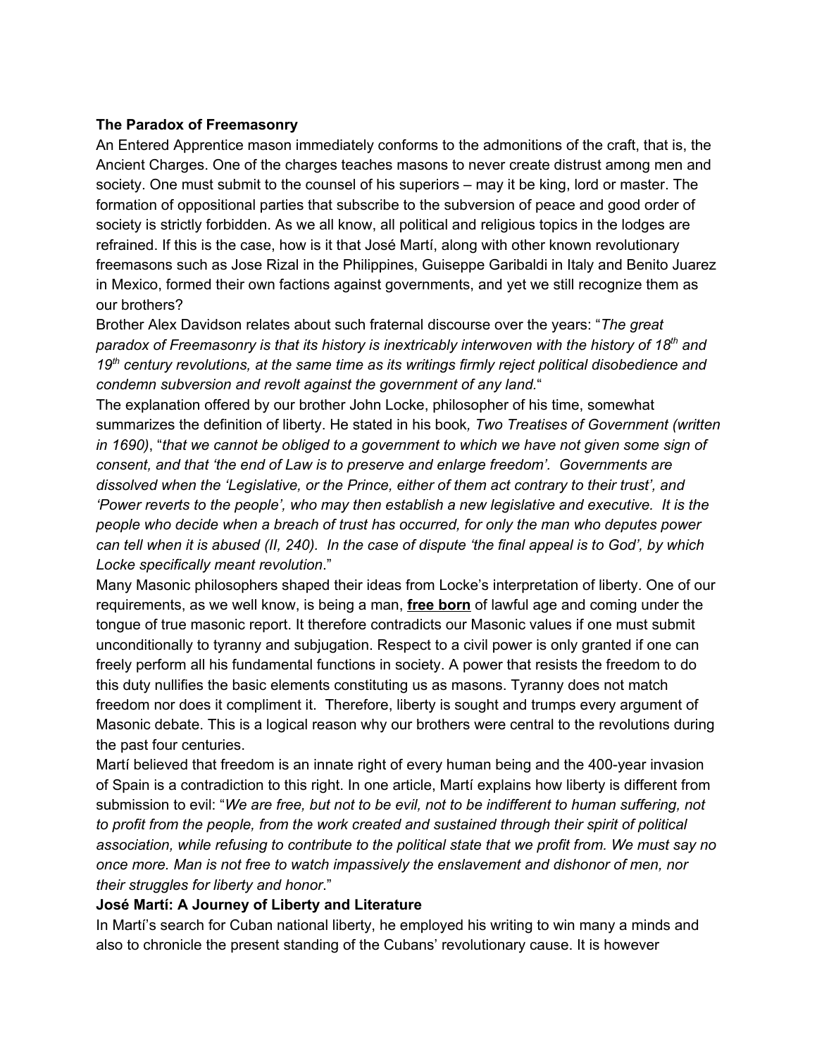**The Paradox of Freemasonry**

An Entered Apprentice mason immediately conforms to the admonitions of the craft, that is, the Ancient Charges. One of the charges teaches masons to never create distrust among men and society. One must submit to the counsel of his superiors – may it be king, lord or master. The formation of oppositional parties that subscribe to the subversion of peace and good order of society is strictly forbidden. As we all know, all political and religious topics in the lodges are refrained. If this is the case, how is it that José Martí, along with other known revolutionary freemasons such as Jose Rizal in the Philippines, Guiseppe Garibaldi in Italy and Benito Juarez in Mexico, formed their own factions against governments, and yet we still recognize them as our brothers?

Brother Alex Davidson relates about such fraternal discourse over the years: "*The great paradox of Freemasonry is that its history is inextricably interwoven with the history of 18th and 19th century revolutions, at the same time as its writings firmly reject political disobedience and condemn subversion and revolt against the government of any land.*"

The explanation offered by our brother John Locke, philosopher of his time, somewhat summarizes the definition of liberty. He stated in his book*, Two Treatises of Government (written in 1690)*, "*that we cannot be obliged to a government to which we have not given some sign of consent, and that 'the end of Law is to preserve and enlarge freedom'. Governments are dissolved when the 'Legislative, or the Prince, either of them act contrary to their trust', and 'Power reverts to the people', who may then establish a new legislative and executive. It is the people who decide when a breach of trust has occurred, for only the man who deputes power can tell when it is abused (II, 240). In the case of dispute 'the final appeal is to God', by which Locke specifically meant revolution*."

Many Masonic philosophers shaped their ideas from Locke's interpretation of liberty. One of our requirements, as we well know, is being a man, **free born** of lawful age and coming under the tongue of true masonic report. It therefore contradicts our Masonic values if one must submit unconditionally to tyranny and subjugation. Respect to a civil power is only granted if one can freely perform all his fundamental functions in society. A power that resists the freedom to do this duty nullifies the basic elements constituting us as masons. Tyranny does not match freedom nor does it compliment it. Therefore, liberty is sought and trumps every argument of Masonic debate. This is a logical reason why our brothers were central to the revolutions during the past four centuries.

Martí believed that freedom is an innate right of every human being and the 400-year invasion of Spain is a contradiction to this right. In one article, Martí explains how liberty is different from submission to evil: "*We are free, but not to be evil, not to be indifferent to human suffering, not to profit from the people, from the work created and sustained through their spirit of political association, while refusing to contribute to the political state that we profit from. We must say no once more. Man is not free to watch impassively the enslavement and dishonor of men, nor their struggles for liberty and honor*."

**José Martí: A Journey of Liberty and Literature**

In Martí's search for Cuban national liberty, he employed his writing to win many a minds and also to chronicle the present standing of the Cubans' revolutionary cause. It is however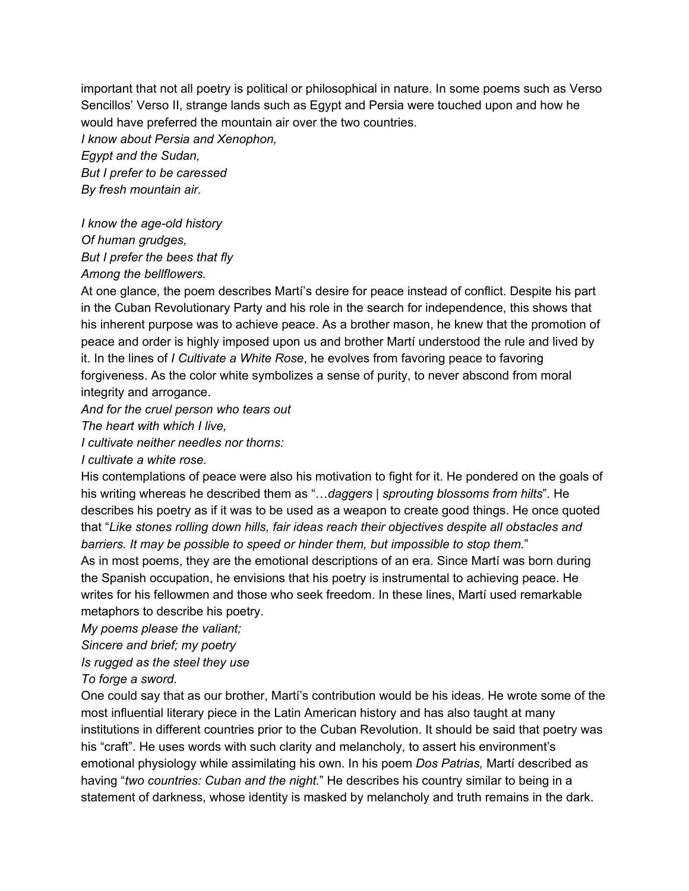important that not all poetry is political or philosophical in nature. In some poems such as Verso Sencillos' Verso II, strange lands such as Egypt and Persia were touched upon and how he would have preferred the mountain air over the two countries.

*I know about Persia and Xenophon,*
*Egypt and the Sudan,*
*But I prefer to be caressed*
*By fresh mountain air.*

*I know the age-old history*
*Of human grudges,*
*But I prefer the bees that fly*
*Among the bellflowers.*

At one glance, the poem describes Martí's desire for peace instead of conflict. Despite his part in the Cuban Revolutionary Party and his role in the search for independence, this shows that his inherent purpose was to achieve peace. As a brother mason, he knew that the promotion of peace and order is highly imposed upon us and brother Martí understood the rule and lived by it. In the lines of *I Cultivate a White Rose*, he evolves from favoring peace to favoring forgiveness. As the color white symbolizes a sense of purity, to never abscond from moral integrity and arrogance.

*And for the cruel person who tears out*
*The heart with which I live,*
*I cultivate neither needles nor thorns:*
*I cultivate a white rose.*

His contemplations of peace were also his motivation to fight for it. He pondered on the goals of his writing whereas he described them as "*…daggers | sprouting blossoms from hilts*". He describes his poetry as if it was to be used as a weapon to create good things. He once quoted that "*Like stones rolling down hills, fair ideas reach their objectives despite all obstacles and barriers. It may be possible to speed or hinder them, but impossible to stop them.*"

As in most poems, they are the emotional descriptions of an era. Since Martí was born during the Spanish occupation, he envisions that his poetry is instrumental to achieving peace. He writes for his fellowmen and those who seek freedom. In these lines, Martí used remarkable metaphors to describe his poetry.

*My poems please the valiant;*
*Sincere and brief; my poetry*
*Is rugged as the steel they use*
*To forge a sword.*

One could say that as our brother, Martí's contribution would be his ideas. He wrote some of the most influential literary piece in the Latin American history and has also taught at many institutions in different countries prior to the Cuban Revolution. It should be said that poetry was his "craft". He uses words with such clarity and melancholy, to assert his environment's emotional physiology while assimilating his own. In his poem *Dos Patrias,* Martí described as having "*two countries: Cuban and the night.*" He describes his country similar to being in a statement of darkness, whose identity is masked by melancholy and truth remains in the dark.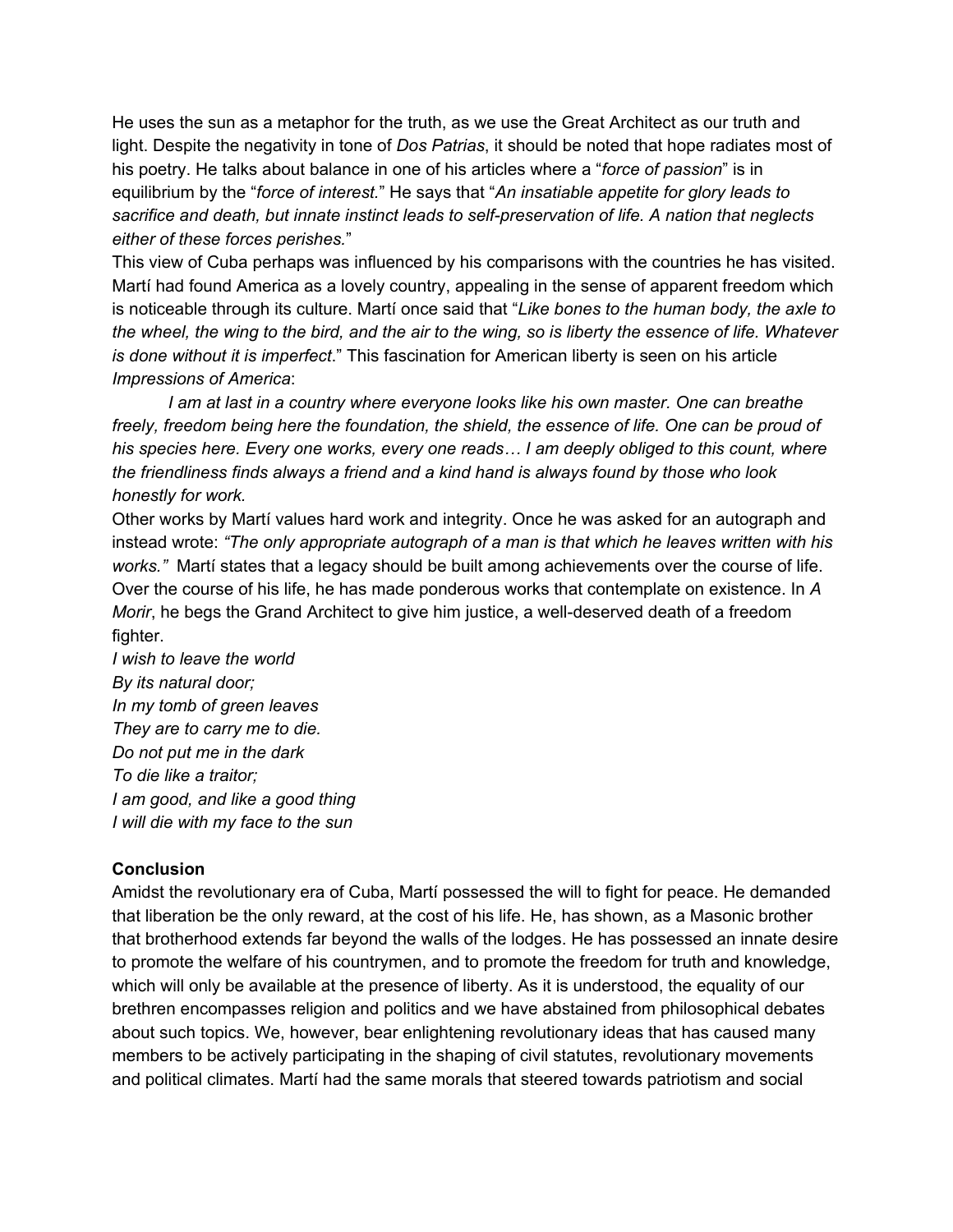He uses the sun as a metaphor for the truth, as we use the Great Architect as our truth and light. Despite the negativity in tone of *Dos Patrias*, it should be noted that hope radiates most of his poetry. He talks about balance in one of his articles where a "*force of passion*" is in equilibrium by the "*force of interest.*" He says that "*An insatiable appetite for glory leads to sacrifice and death, but innate instinct leads to self-preservation of life. A nation that neglects either of these forces perishes.*"

This view of Cuba perhaps was influenced by his comparisons with the countries he has visited. Martí had found America as a lovely country, appealing in the sense of apparent freedom which is noticeable through its culture. Martí once said that "*Like bones to the human body, the axle to the wheel, the wing to the bird, and the air to the wing, so is liberty the essence of life. Whatever is done without it is imperfect*." This fascination for American liberty is seen on his article *Impressions of America*:

*I am at last in a country where everyone looks like his own master. One can breathe freely, freedom being here the foundation, the shield, the essence of life. One can be proud of his species here. Every one works, every one reads… I am deeply obliged to this count, where the friendliness finds always a friend and a kind hand is always found by those who look honestly for work.*

Other works by Martí values hard work and integrity. Once he was asked for an autograph and instead wrote: *"The only appropriate autograph of a man is that which he leaves written with his works."* Martí states that a legacy should be built among achievements over the course of life. Over the course of his life, he has made ponderous works that contemplate on existence. In *A Morir*, he begs the Grand Architect to give him justice, a well-deserved death of a freedom fighter.

*I wish to leave the world*
*By its natural door;*
*In my tomb of green leaves*
*They are to carry me to die.*
*Do not put me in the dark*
*To die like a traitor;*
*I am good, and like a good thing*
*I will die with my face to the sun*

**Conclusion**

Amidst the revolutionary era of Cuba, Martí possessed the will to fight for peace. He demanded that liberation be the only reward, at the cost of his life. He, has shown, as a Masonic brother that brotherhood extends far beyond the walls of the lodges. He has possessed an innate desire to promote the welfare of his countrymen, and to promote the freedom for truth and knowledge, which will only be available at the presence of liberty. As it is understood, the equality of our brethren encompasses religion and politics and we have abstained from philosophical debates about such topics. We, however, bear enlightening revolutionary ideas that has caused many members to be actively participating in the shaping of civil statutes, revolutionary movements and political climates. Martí had the same morals that steered towards patriotism and social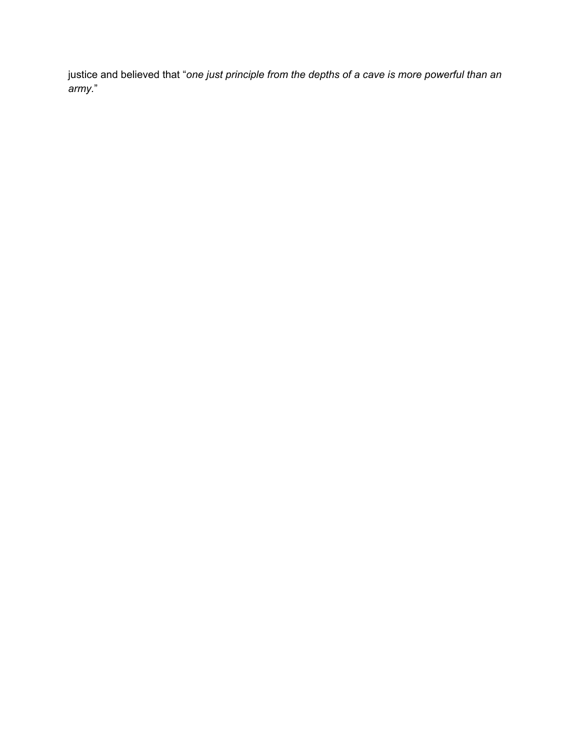justice and believed that "*one just principle from the depths of a cave is more powerful than an army.*"